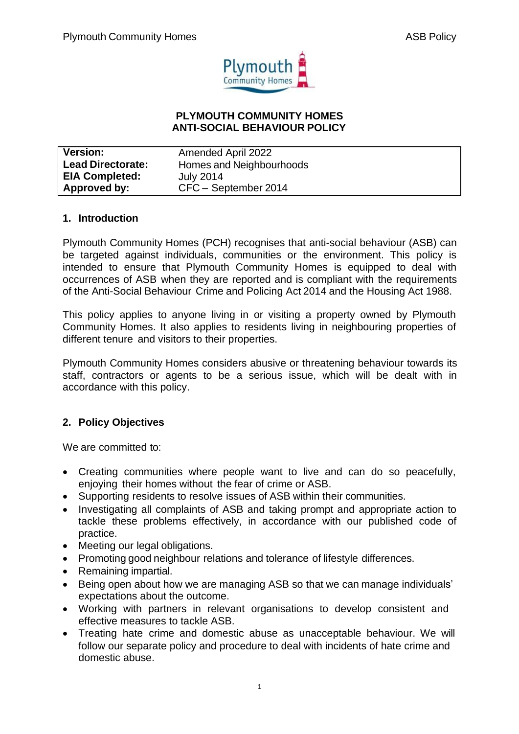# PLYMOUTH COMMUNITY HOMES
# ANTI-SOCIAL BEHAVIOUR POLICY

| **Version:** | Amended April 2022 |
|---|---|
| **Lead Directorate:** | Homes and Neighbourhoods |
| **EIA Completed:** | July 2014 |
| **Approved by:** | CFC – September 2014 |

## 1. Introduction

Plymouth Community Homes (PCH) recognises that anti-social behaviour (ASB) can be targeted against individuals, communities or the environment. This policy is intended to ensure that Plymouth Community Homes is equipped to deal with occurrences of ASB when they are reported and is compliant with the requirements of the Anti-Social Behaviour Crime and Policing Act 2014 and the Housing Act 1988.

This policy applies to anyone living in or visiting a property owned by Plymouth Community Homes. It also applies to residents living in neighbouring properties of different tenure and visitors to their properties.

Plymouth Community Homes considers abusive or threatening behaviour towards its staff, contractors or agents to be a serious issue, which will be dealt with in accordance with this policy.

## 2. Policy Objectives

We are committed to:

- Creating communities where people want to live and can do so peacefully, enjoying their homes without the fear of crime or ASB.
- Supporting residents to resolve issues of ASB within their communities.
- Investigating all complaints of ASB and taking prompt and appropriate action to tackle these problems effectively, in accordance with our published code of practice.
- Meeting our legal obligations.
- Promoting good neighbour relations and tolerance of lifestyle differences.
- Remaining impartial.
- Being open about how we are managing ASB so that we can manage individuals' expectations about the outcome.
- Working with partners in relevant organisations to develop consistent and effective measures to tackle ASB.
- Treating hate crime and domestic abuse as unacceptable behaviour. We will follow our separate policy and procedure to deal with incidents of hate crime and domestic abuse.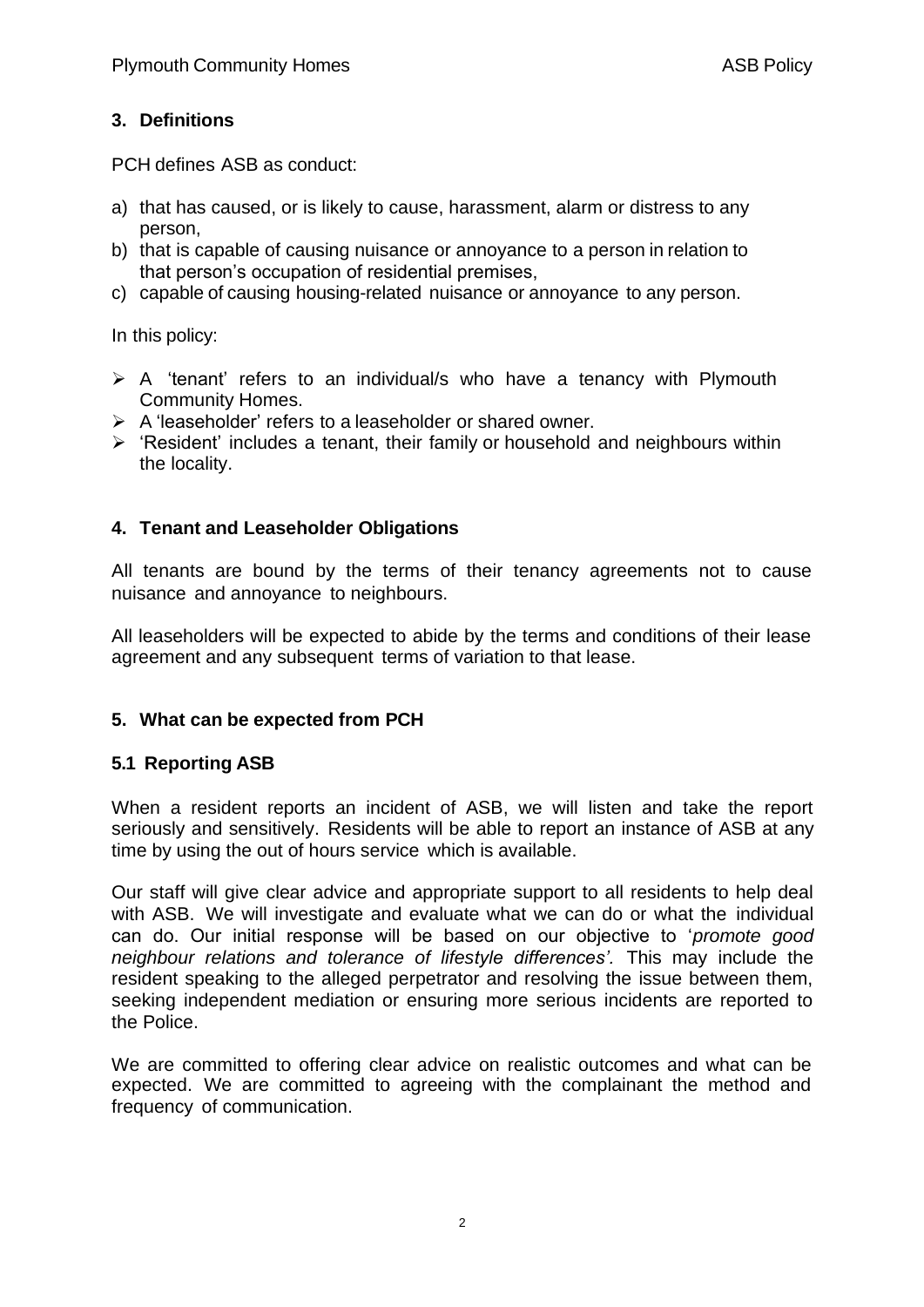## 3. Definitions

PCH defines ASB as conduct:

a) that has caused, or is likely to cause, harassment, alarm or distress to any person,
b) that is capable of causing nuisance or annoyance to a person in relation to that person's occupation of residential premises,
c) capable of causing housing-related nuisance or annoyance to any person.

In this policy:

- A 'tenant' refers to an individual/s who have a tenancy with Plymouth Community Homes.
- A 'leaseholder' refers to a leaseholder or shared owner.
- 'Resident' includes a tenant, their family or household and neighbours within the locality.

## 4. Tenant and Leaseholder Obligations

All tenants are bound by the terms of their tenancy agreements not to cause nuisance and annoyance to neighbours.

All leaseholders will be expected to abide by the terms and conditions of their lease agreement and any subsequent terms of variation to that lease.

## 5. What can be expected from PCH

### 5.1 Reporting ASB

When a resident reports an incident of ASB, we will listen and take the report seriously and sensitively. Residents will be able to report an instance of ASB at any time by using the out of hours service which is available.

Our staff will give clear advice and appropriate support to all residents to help deal with ASB. We will investigate and evaluate what we can do or what the individual can do. Our initial response will be based on our objective to '*promote good neighbour relations and tolerance of lifestyle differences'.* This may include the resident speaking to the alleged perpetrator and resolving the issue between them, seeking independent mediation or ensuring more serious incidents are reported to the Police.

We are committed to offering clear advice on realistic outcomes and what can be expected. We are committed to agreeing with the complainant the method and frequency of communication.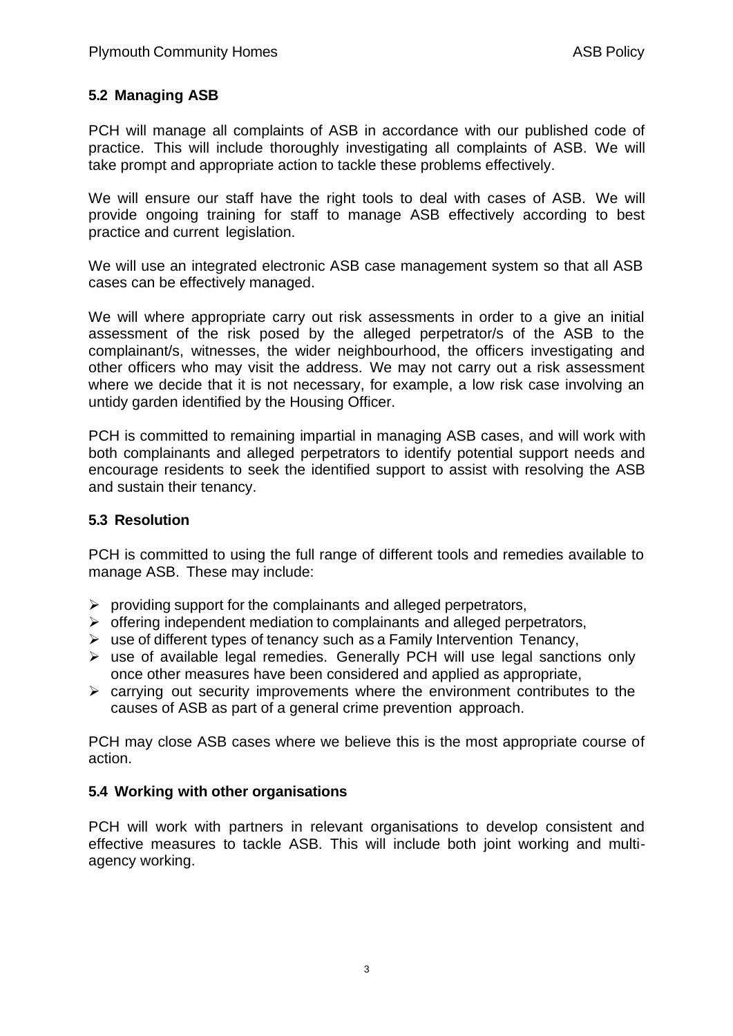### 5.2 Managing ASB

PCH will manage all complaints of ASB in accordance with our published code of practice. This will include thoroughly investigating all complaints of ASB. We will take prompt and appropriate action to tackle these problems effectively.

We will ensure our staff have the right tools to deal with cases of ASB. We will provide ongoing training for staff to manage ASB effectively according to best practice and current legislation.

We will use an integrated electronic ASB case management system so that all ASB cases can be effectively managed.

We will where appropriate carry out risk assessments in order to a give an initial assessment of the risk posed by the alleged perpetrator/s of the ASB to the complainant/s, witnesses, the wider neighbourhood, the officers investigating and other officers who may visit the address. We may not carry out a risk assessment where we decide that it is not necessary, for example, a low risk case involving an untidy garden identified by the Housing Officer.

PCH is committed to remaining impartial in managing ASB cases, and will work with both complainants and alleged perpetrators to identify potential support needs and encourage residents to seek the identified support to assist with resolving the ASB and sustain their tenancy.

### 5.3 Resolution

PCH is committed to using the full range of different tools and remedies available to manage ASB. These may include:

- providing support for the complainants and alleged perpetrators,
- offering independent mediation to complainants and alleged perpetrators,
- use of different types of tenancy such as a Family Intervention Tenancy,
- use of available legal remedies. Generally PCH will use legal sanctions only once other measures have been considered and applied as appropriate,
- carrying out security improvements where the environment contributes to the causes of ASB as part of a general crime prevention approach.

PCH may close ASB cases where we believe this is the most appropriate course of action.

### 5.4 Working with other organisations

PCH will work with partners in relevant organisations to develop consistent and effective measures to tackle ASB. This will include both joint working and multi-agency working.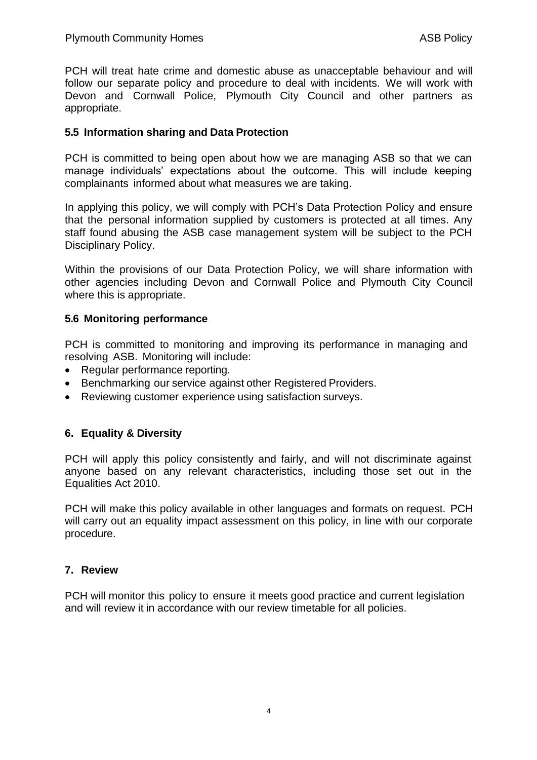PCH will treat hate crime and domestic abuse as unacceptable behaviour and will follow our separate policy and procedure to deal with incidents. We will work with Devon and Cornwall Police, Plymouth City Council and other partners as appropriate.

### 5.5 Information sharing and Data Protection

PCH is committed to being open about how we are managing ASB so that we can manage individuals' expectations about the outcome. This will include keeping complainants informed about what measures we are taking.

In applying this policy, we will comply with PCH's Data Protection Policy and ensure that the personal information supplied by customers is protected at all times. Any staff found abusing the ASB case management system will be subject to the PCH Disciplinary Policy.

Within the provisions of our Data Protection Policy, we will share information with other agencies including Devon and Cornwall Police and Plymouth City Council where this is appropriate.

### 5.6 Monitoring performance

PCH is committed to monitoring and improving its performance in managing and resolving ASB. Monitoring will include:

- Regular performance reporting.
- Benchmarking our service against other Registered Providers.
- Reviewing customer experience using satisfaction surveys.

## 6. Equality & Diversity

PCH will apply this policy consistently and fairly, and will not discriminate against anyone based on any relevant characteristics, including those set out in the Equalities Act 2010.

PCH will make this policy available in other languages and formats on request. PCH will carry out an equality impact assessment on this policy, in line with our corporate procedure.

## 7. Review

PCH will monitor this policy to ensure it meets good practice and current legislation and will review it in accordance with our review timetable for all policies.